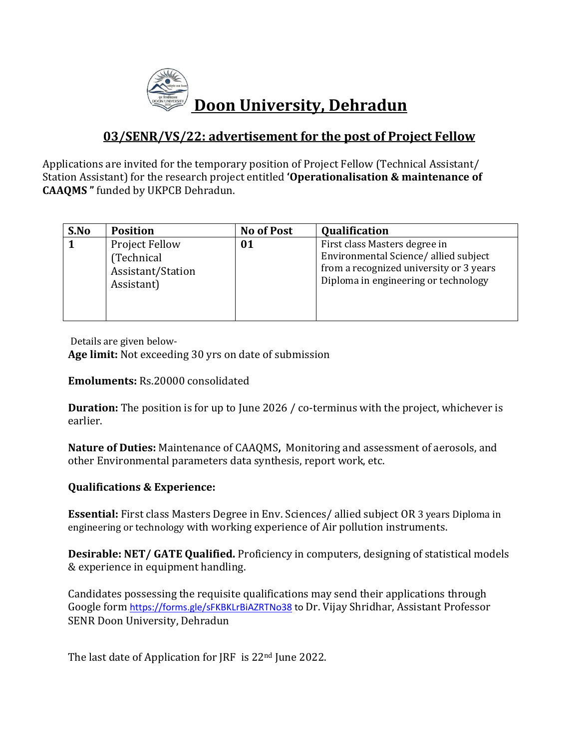# Doon University, Dehradun

## 03/SENR/VS/22: advertisement for the post of Project Fellow

Applications are invited for the temporary position of Project Fellow (Technical Assistant/ Station Assistant) for the research project entitled **'Operationalisation & maintenance of CAAQMS "** funded by UKPCB Dehradun.

| S.No | Position | No of Post | Qualification |
|---|---|---|---|
| **1** | Project Fellow (Technical Assistant/Station Assistant) | **01** | First class Masters degree in Environmental Science/ allied subject from a recognized university or 3 years Diploma in engineering or technology |

Details are given below-

**Age limit:** Not exceeding 30 yrs on date of submission

**Emoluments:** Rs.20000 consolidated

**Duration:** The position is for up to June 2026 / co-terminus with the project, whichever is earlier.

**Nature of Duties:** Maintenance of CAAQMS**,** Monitoring and assessment of aerosols, and other Environmental parameters data synthesis, report work, etc.

**Qualifications & Experience:**

**Essential:** First class Masters Degree in Env. Sciences/ allied subject OR 3 years Diploma in engineering or technology with working experience of Air pollution instruments.

**Desirable: NET/ GATE Qualified.** Proficiency in computers, designing of statistical models & experience in equipment handling.

Candidates possessing the requisite qualifications may send their applications through Google form https://forms.gle/sFKBKLrBiAZRTNo38 to Dr. Vijay Shridhar, Assistant Professor SENR Doon University, Dehradun

The last date of Application for JRF is 22nd June 2022.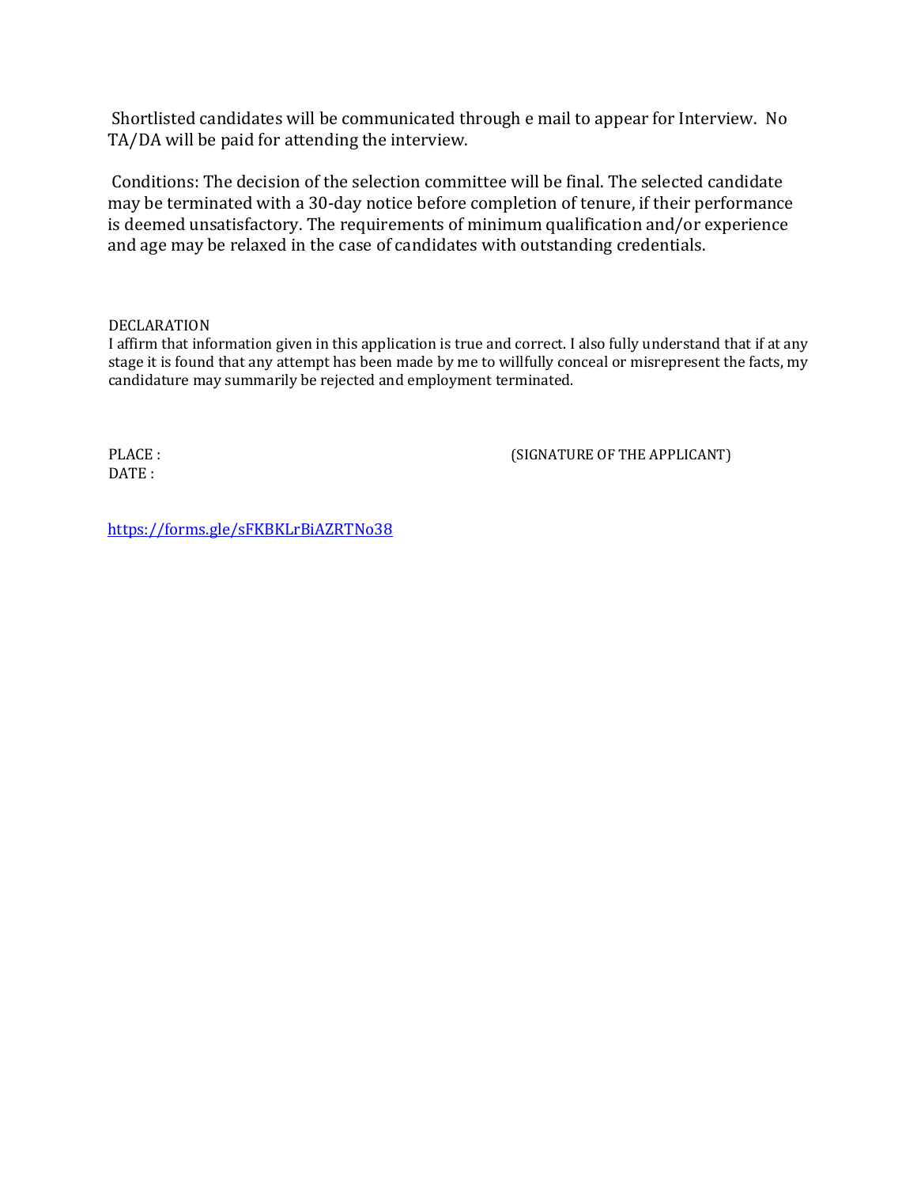Shortlisted candidates will be communicated through e mail to appear for Interview. No TA/DA will be paid for attending the interview.

Conditions: The decision of the selection committee will be final. The selected candidate may be terminated with a 30-day notice before completion of tenure, if their performance is deemed unsatisfactory. The requirements of minimum qualification and/or experience and age may be relaxed in the case of candidates with outstanding credentials.

DECLARATION

I affirm that information given in this application is true and correct. I also fully understand that if at any stage it is found that any attempt has been made by me to willfully conceal or misrepresent the facts, my candidature may summarily be rejected and employment terminated.

PLACE :

DATE :

(SIGNATURE OF THE APPLICANT)

https://forms.gle/sFKBKLrBiAZRTNo38